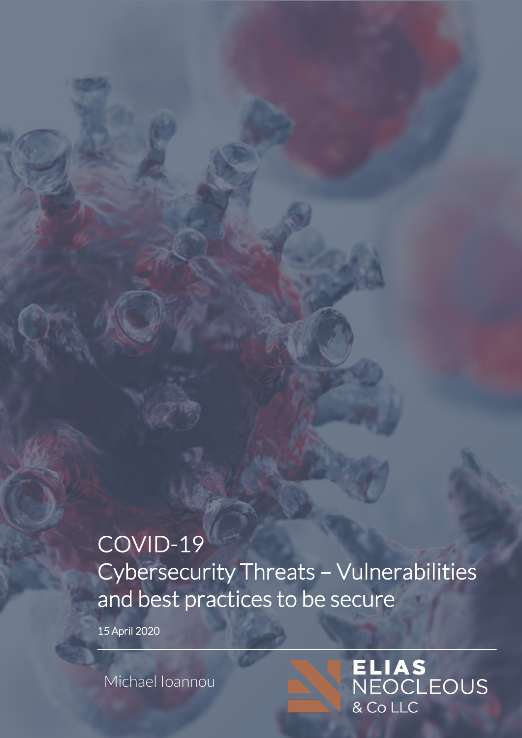# COVID-19
# Cybersecurity Threats – Vulnerabilities and best practices to be secure

15 April 2020

Michael Ioannou

ELIAS NEOCLEOUS & Co LLC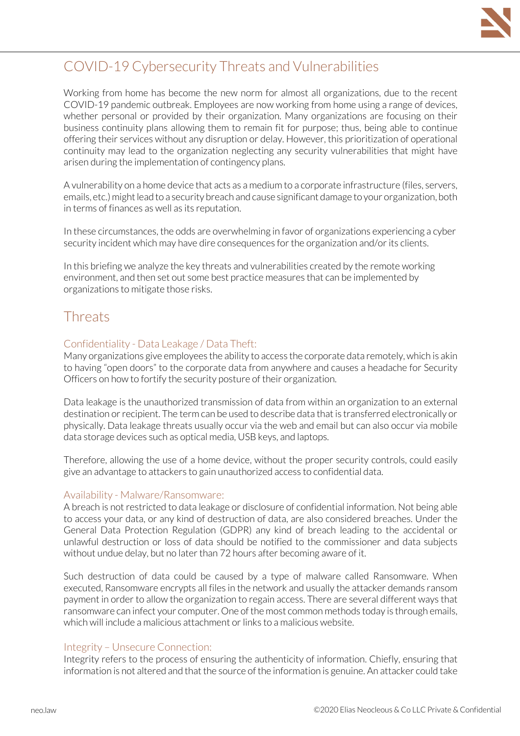# COVID-19 Cybersecurity Threats and Vulnerabilities

Working from home has become the new norm for almost all organizations, due to the recent COVID-19 pandemic outbreak. Employees are now working from home using a range of devices, whether personal or provided by their organization. Many organizations are focusing on their business continuity plans allowing them to remain fit for purpose; thus, being able to continue offering their services without any disruption or delay. However, this prioritization of operational continuity may lead to the organization neglecting any security vulnerabilities that might have arisen during the implementation of contingency plans.

A vulnerability on a home device that acts as a medium to a corporate infrastructure (files, servers, emails, etc.) might lead to a security breach and cause significant damage to your organization, both in terms of finances as well as its reputation.

In these circumstances, the odds are overwhelming in favor of organizations experiencing a cyber security incident which may have dire consequences for the organization and/or its clients.

In this briefing we analyze the key threats and vulnerabilities created by the remote working environment, and then set out some best practice measures that can be implemented by organizations to mitigate those risks.

## Threats

### Confidentiality - Data Leakage / Data Theft:

Many organizations give employees the ability to access the corporate data remotely, which is akin to having "open doors" to the corporate data from anywhere and causes a headache for Security Officers on how to fortify the security posture of their organization.

Data leakage is the unauthorized transmission of data from within an organization to an external destination or recipient. The term can be used to describe data that is transferred electronically or physically. Data leakage threats usually occur via the web and email but can also occur via mobile data storage devices such as optical media, USB keys, and laptops.

Therefore, allowing the use of a home device, without the proper security controls, could easily give an advantage to attackers to gain unauthorized access to confidential data.

### Availability - Malware/Ransomware:

A breach is not restricted to data leakage or disclosure of confidential information. Not being able to access your data, or any kind of destruction of data, are also considered breaches. Under the General Data Protection Regulation (GDPR) any kind of breach leading to the accidental or unlawful destruction or loss of data should be notified to the commissioner and data subjects without undue delay, but no later than 72 hours after becoming aware of it.

Such destruction of data could be caused by a type of malware called Ransomware. When executed, Ransomware encrypts all files in the network and usually the attacker demands ransom payment in order to allow the organization to regain access. There are several different ways that ransomware can infect your computer. One of the most common methods today is through emails, which will include a malicious attachment or links to a malicious website.

### Integrity – Unsecure Connection:

Integrity refers to the process of ensuring the authenticity of information. Chiefly, ensuring that information is not altered and that the source of the information is genuine. An attacker could take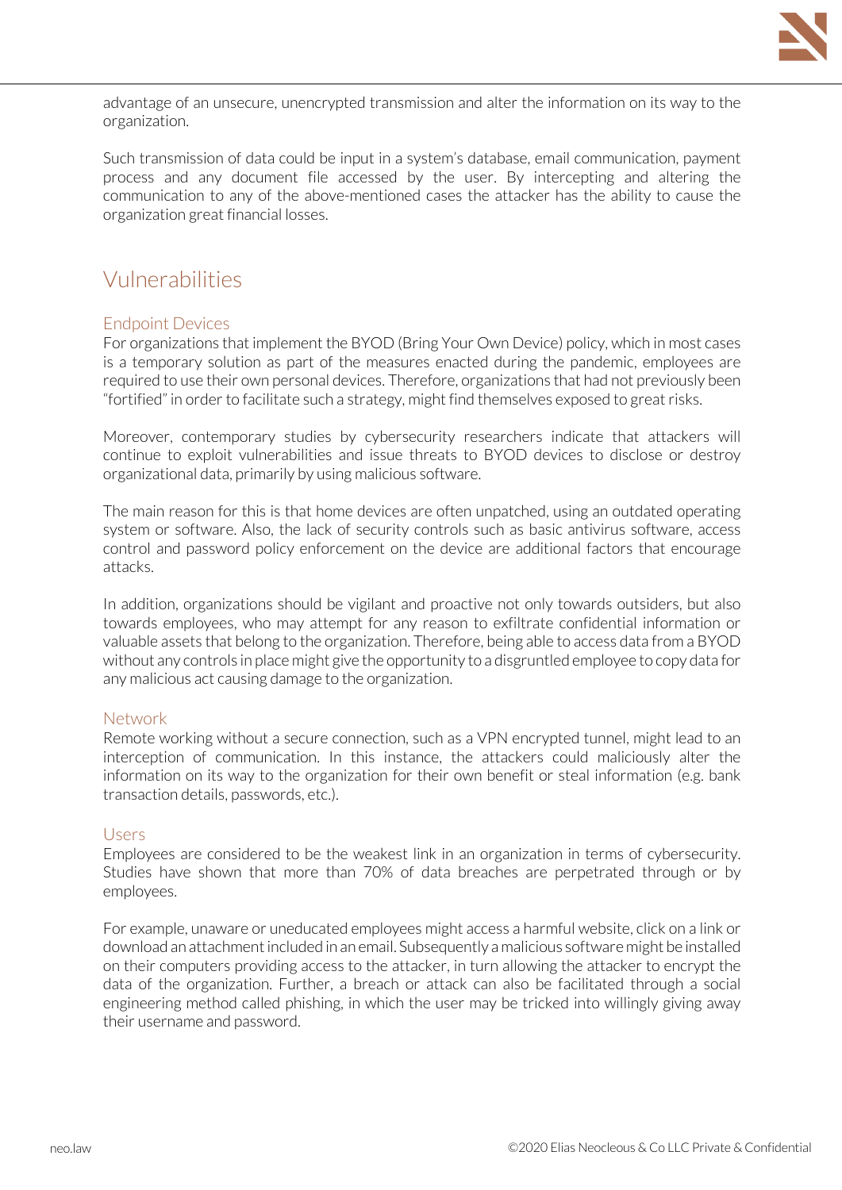advantage of an unsecure, unencrypted transmission and alter the information on its way to the organization.

Such transmission of data could be input in a system's database, email communication, payment process and any document file accessed by the user. By intercepting and altering the communication to any of the above-mentioned cases the attacker has the ability to cause the organization great financial losses.

## Vulnerabilities

### Endpoint Devices

For organizations that implement the BYOD (Bring Your Own Device) policy, which in most cases is a temporary solution as part of the measures enacted during the pandemic, employees are required to use their own personal devices. Therefore, organizations that had not previously been "fortified" in order to facilitate such a strategy, might find themselves exposed to great risks.

Moreover, contemporary studies by cybersecurity researchers indicate that attackers will continue to exploit vulnerabilities and issue threats to BYOD devices to disclose or destroy organizational data, primarily by using malicious software.

The main reason for this is that home devices are often unpatched, using an outdated operating system or software. Also, the lack of security controls such as basic antivirus software, access control and password policy enforcement on the device are additional factors that encourage attacks.

In addition, organizations should be vigilant and proactive not only towards outsiders, but also towards employees, who may attempt for any reason to exfiltrate confidential information or valuable assets that belong to the organization. Therefore, being able to access data from a BYOD without any controls in place might give the opportunity to a disgruntled employee to copy data for any malicious act causing damage to the organization.

### Network

Remote working without a secure connection, such as a VPN encrypted tunnel, might lead to an interception of communication. In this instance, the attackers could maliciously alter the information on its way to the organization for their own benefit or steal information (e.g. bank transaction details, passwords, etc.).

### Users

Employees are considered to be the weakest link in an organization in terms of cybersecurity. Studies have shown that more than 70% of data breaches are perpetrated through or by employees.

For example, unaware or uneducated employees might access a harmful website, click on a link or download an attachment included in an email. Subsequently a malicious software might be installed on their computers providing access to the attacker, in turn allowing the attacker to encrypt the data of the organization. Further, a breach or attack can also be facilitated through a social engineering method called phishing, in which the user may be tricked into willingly giving away their username and password.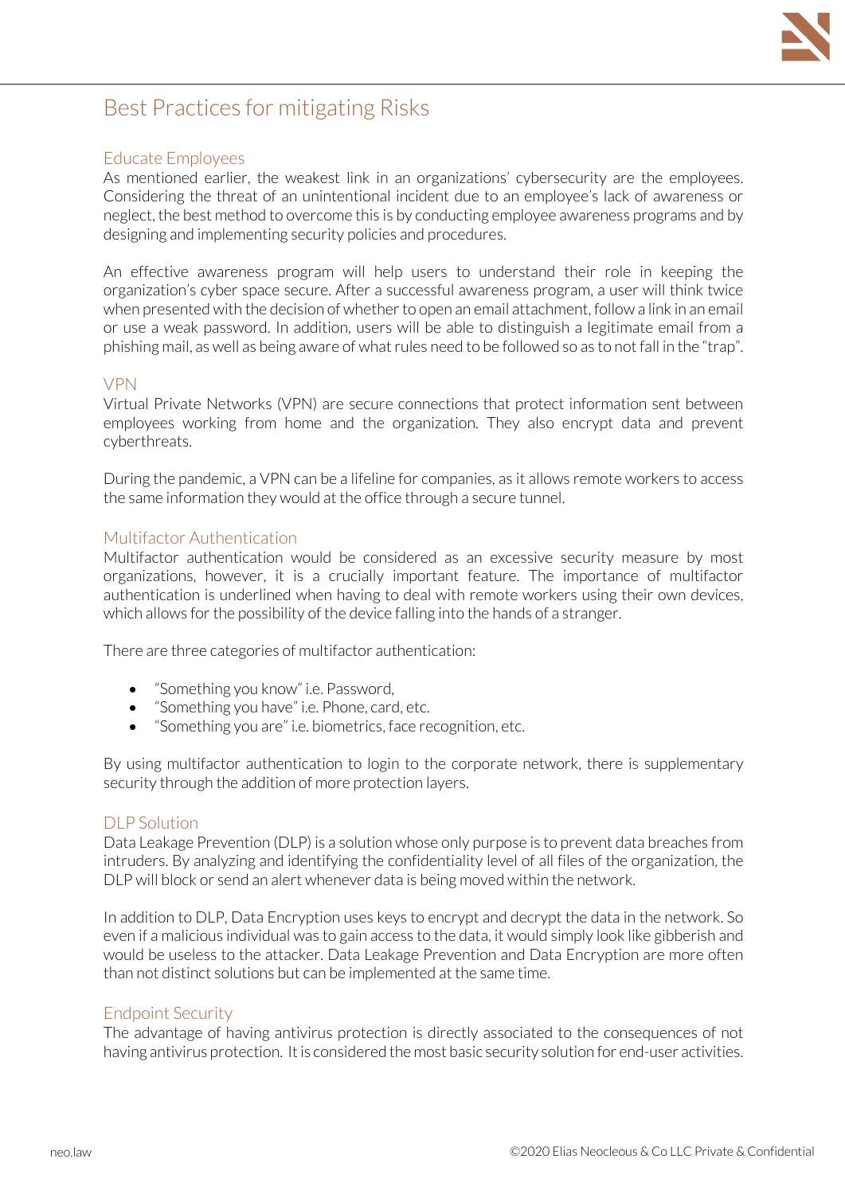## Best Practices for mitigating Risks

### Educate Employees

As mentioned earlier, the weakest link in an organizations' cybersecurity are the employees. Considering the threat of an unintentional incident due to an employee's lack of awareness or neglect, the best method to overcome this is by conducting employee awareness programs and by designing and implementing security policies and procedures.

An effective awareness program will help users to understand their role in keeping the organization's cyber space secure. After a successful awareness program, a user will think twice when presented with the decision of whether to open an email attachment, follow a link in an email or use a weak password. In addition, users will be able to distinguish a legitimate email from a phishing mail, as well as being aware of what rules need to be followed so as to not fall in the "trap".

### VPN

Virtual Private Networks (VPN) are secure connections that protect information sent between employees working from home and the organization. They also encrypt data and prevent cyberthreats.

During the pandemic, a VPN can be a lifeline for companies, as it allows remote workers to access the same information they would at the office through a secure tunnel.

### Multifactor Authentication

Multifactor authentication would be considered as an excessive security measure by most organizations, however, it is a crucially important feature. The importance of multifactor authentication is underlined when having to deal with remote workers using their own devices, which allows for the possibility of the device falling into the hands of a stranger.

There are three categories of multifactor authentication:

- "Something you know" i.e. Password,
- "Something you have" i.e. Phone, card, etc.
- "Something you are" i.e. biometrics, face recognition, etc.

By using multifactor authentication to login to the corporate network, there is supplementary security through the addition of more protection layers.

### DLP Solution

Data Leakage Prevention (DLP) is a solution whose only purpose is to prevent data breaches from intruders. By analyzing and identifying the confidentiality level of all files of the organization, the DLP will block or send an alert whenever data is being moved within the network.

In addition to DLP, Data Encryption uses keys to encrypt and decrypt the data in the network. So even if a malicious individual was to gain access to the data, it would simply look like gibberish and would be useless to the attacker. Data Leakage Prevention and Data Encryption are more often than not distinct solutions but can be implemented at the same time.

### Endpoint Security

The advantage of having antivirus protection is directly associated to the consequences of not having antivirus protection. It is considered the most basic security solution for end-user activities.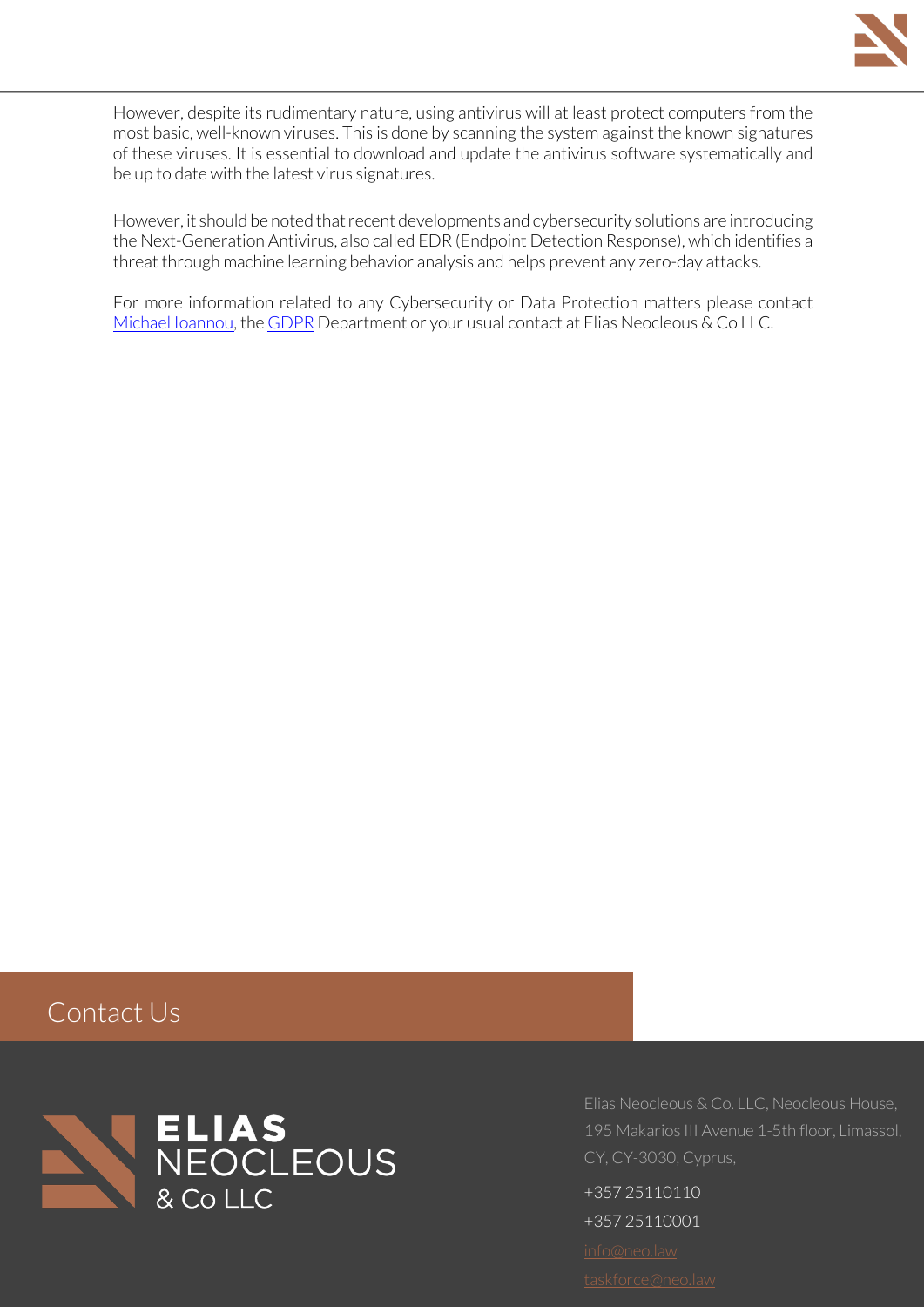However, despite its rudimentary nature, using antivirus will at least protect computers from the most basic, well-known viruses. This is done by scanning the system against the known signatures of these viruses. It is essential to download and update the antivirus software systematically and be up to date with the latest virus signatures.

However, it should be noted that recent developments and cybersecurity solutions are introducing the Next-Generation Antivirus, also called EDR (Endpoint Detection Response), which identifies a threat through machine learning behavior analysis and helps prevent any zero-day attacks.

For more information related to any Cybersecurity or Data Protection matters please contact Michael Ioannou, the GDPR Department or your usual contact at Elias Neocleous & Co LLC.

## Contact Us

ELIAS NEOCLEOUS & Co LLC

Elias Neocleous & Co. LLC, Neocleous House, 195 Makarios III Avenue 1-5th floor, Limassol, CY, CY-3030, Cyprus,

+357 25110110

+357 25110001

info@neo.law

taskforce@neo.law